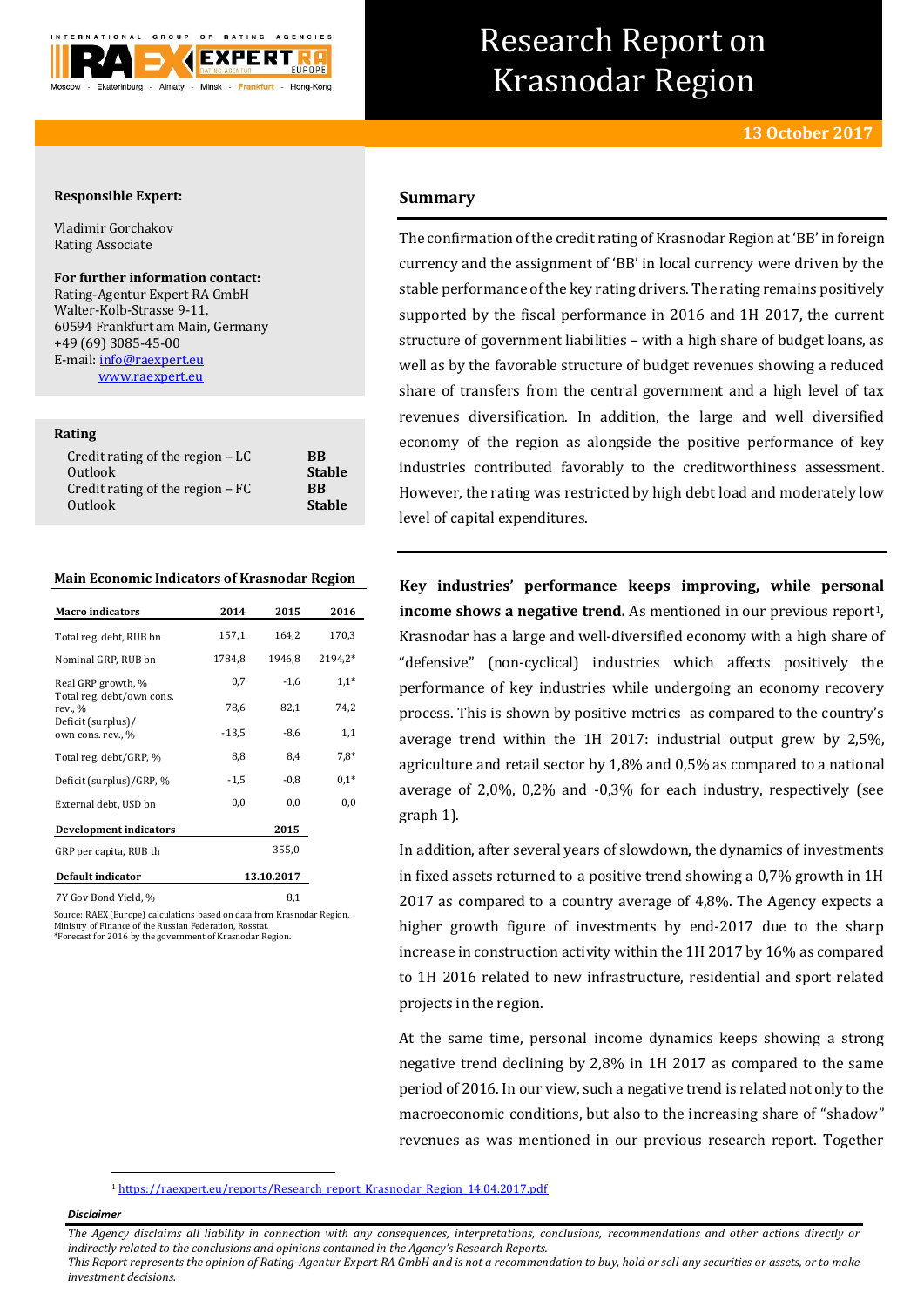# Research Report on Krasnodar Region

**13 October 2017**

**Responsible Expert:**

Vladimir Gorchakov
Rating Associate

**For further information contact:**
Rating-Agentur Expert RA GmbH
Walter-Kolb-Strasse 9-11,
60594 Frankfurt am Main, Germany
+49 (69) 3085-45-00
E-mail: info@raexpert.eu
www.raexpert.eu

**Rating**

| | |
|---|---|
| Credit rating of the region – LC | **BB** |
| Outlook | **Stable** |
| Credit rating of the region – FC | **BB** |
| Outlook | **Stable** |

**Main Economic Indicators of Krasnodar Region**

| Macro indicators | 2014 | 2015 | 2016 |
|---|---|---|---|
| Total reg. debt, RUB bn | 157,1 | 164,2 | 170,3 |
| Nominal GRP, RUB bn | 1784,8 | 1946,8 | 2194,2* |
| Real GRP growth, % | 0,7 | -1,6 | 1,1* |
| Total reg. debt/own cons. rev., % | 78,6 | 82,1 | 74,2 |
| Deficit (surplus)/ own cons. rev., % | -13,5 | -8,6 | 1,1 |
| Total reg. debt/GRP, % | 8,8 | 8,4 | 7,8* |
| Deficit (surplus)/GRP, % | -1,5 | -0,8 | 0,1* |
| External debt, USD bn | 0,0 | 0,0 | 0,0 |
| **Development indicators** | | **2015** | |
| GRP per capita, RUB th | | 355,0 | |
| **Default indicator** | | **13.10.2017** | |
| 7Y Gov Bond Yield, % | | 8,1 | |

Source: RAEX (Europe) calculations based on data from Krasnodar Region, Ministry of Finance of the Russian Federation, Rosstat.
*Forecast for 2016 by the government of Krasnodar Region.

## Summary

The confirmation of the credit rating of Krasnodar Region at 'BB' in foreign currency and the assignment of 'BB' in local currency were driven by the stable performance of the key rating drivers. The rating remains positively supported by the fiscal performance in 2016 and 1H 2017, the current structure of government liabilities – with a high share of budget loans, as well as by the favorable structure of budget revenues showing a reduced share of transfers from the central government and a high level of tax revenues diversification. In addition, the large and well diversified economy of the region as alongside the positive performance of key industries contributed favorably to the creditworthiness assessment. However, the rating was restricted by high debt load and moderately low level of capital expenditures.

**Key industries' performance keeps improving, while personal income shows a negative trend.** As mentioned in our previous report[1], Krasnodar has a large and well-diversified economy with a high share of "defensive" (non-cyclical) industries which affects positively the performance of key industries while undergoing an economy recovery process. This is shown by positive metrics as compared to the country's average trend within the 1H 2017: industrial output grew by 2,5%, agriculture and retail sector by 1,8% and 0,5% as compared to a national average of 2,0%, 0,2% and -0,3% for each industry, respectively (see graph 1).

In addition, after several years of slowdown, the dynamics of investments in fixed assets returned to a positive trend showing a 0,7% growth in 1H 2017 as compared to a country average of 4,8%. The Agency expects a higher growth figure of investments by end-2017 due to the sharp increase in construction activity within the 1H 2017 by 16% as compared to 1H 2016 related to new infrastructure, residential and sport related projects in the region.

At the same time, personal income dynamics keeps showing a strong negative trend declining by 2,8% in 1H 2017 as compared to the same period of 2016. In our view, such a negative trend is related not only to the macroeconomic conditions, but also to the increasing share of "shadow" revenues as was mentioned in our previous research report. Together

[1] https://raexpert.eu/reports/Research_report_Krasnodar_Region_14.04.2017.pdf

*Disclaimer*

*The Agency disclaims all liability in connection with any consequences, interpretations, conclusions, recommendations and other actions directly or indirectly related to the conclusions and opinions contained in the Agency's Research Reports.*
*This Report represents the opinion of Rating-Agentur Expert RA GmbH and is not a recommendation to buy, hold or sell any securities or assets, or to make investment decisions.*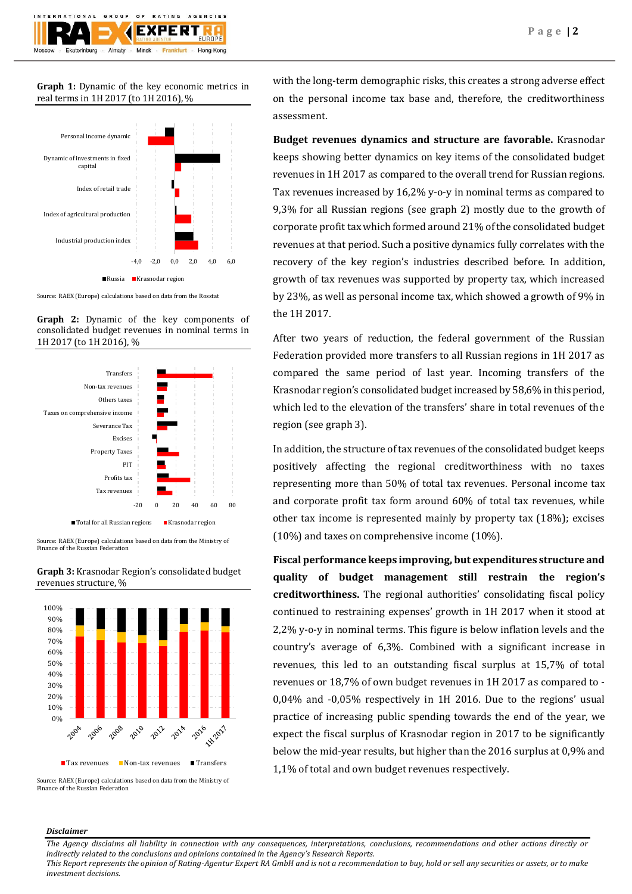**Graph 1:** Dynamic of the key economic metrics in real terms in 1H 2017 (to 1H 2016), %

Source: RAEX (Europe) calculations based on data from the Rosstat

**Graph 2:** Dynamic of the key components of consolidated budget revenues in nominal terms in 1H 2017 (to 1H 2016), %

Source: RAEX (Europe) calculations based on data from the Ministry of Finance of the Russian Federation

**Graph 3:** Krasnodar Region's consolidated budget revenues structure, %

Source: RAEX (Europe) calculations based on data from the Ministry of Finance of the Russian Federation

with the long-term demographic risks, this creates a strong adverse effect on the personal income tax base and, therefore, the creditworthiness assessment.

**Budget revenues dynamics and structure are favorable.** Krasnodar keeps showing better dynamics on key items of the consolidated budget revenues in 1H 2017 as compared to the overall trend for Russian regions. Tax revenues increased by 16,2% y-o-y in nominal terms as compared to 9,3% for all Russian regions (see graph 2) mostly due to the growth of corporate profit tax which formed around 21% of the consolidated budget revenues at that period. Such a positive dynamics fully correlates with the recovery of the key region's industries described before. In addition, growth of tax revenues was supported by property tax, which increased by 23%, as well as personal income tax, which showed a growth of 9% in the 1H 2017.

After two years of reduction, the federal government of the Russian Federation provided more transfers to all Russian regions in 1H 2017 as compared the same period of last year. Incoming transfers of the Krasnodar region's consolidated budget increased by 58,6% in this period, which led to the elevation of the transfers' share in total revenues of the region (see graph 3).

In addition, the structure of tax revenues of the consolidated budget keeps positively affecting the regional creditworthiness with no taxes representing more than 50% of total tax revenues. Personal income tax and corporate profit tax form around 60% of total tax revenues, while other tax income is represented mainly by property tax (18%); excises (10%) and taxes on comprehensive income (10%).

**Fiscal performance keeps improving, but expenditures structure and quality of budget management still restrain the region's creditworthiness.** The regional authorities' consolidating fiscal policy continued to restraining expenses' growth in 1H 2017 when it stood at 2,2% y-o-y in nominal terms. This figure is below inflation levels and the country's average of 6,3%. Combined with a significant increase in revenues, this led to an outstanding fiscal surplus at 15,7% of total revenues or 18,7% of own budget revenues in 1H 2017 as compared to -0,04% and -0,05% respectively in 1H 2016. Due to the regions' usual practice of increasing public spending towards the end of the year, we expect the fiscal surplus of Krasnodar region in 2017 to be significantly below the mid-year results, but higher than the 2016 surplus at 0,9% and 1,1% of total and own budget revenues respectively.

***Disclaimer***

*The Agency disclaims all liability in connection with any consequences, interpretations, conclusions, recommendations and other actions directly or indirectly related to the conclusions and opinions contained in the Agency's Research Reports.*
*This Report represents the opinion of Rating-Agentur Expert RA GmbH and is not a recommendation to buy, hold or sell any securities or assets, or to make investment decisions.*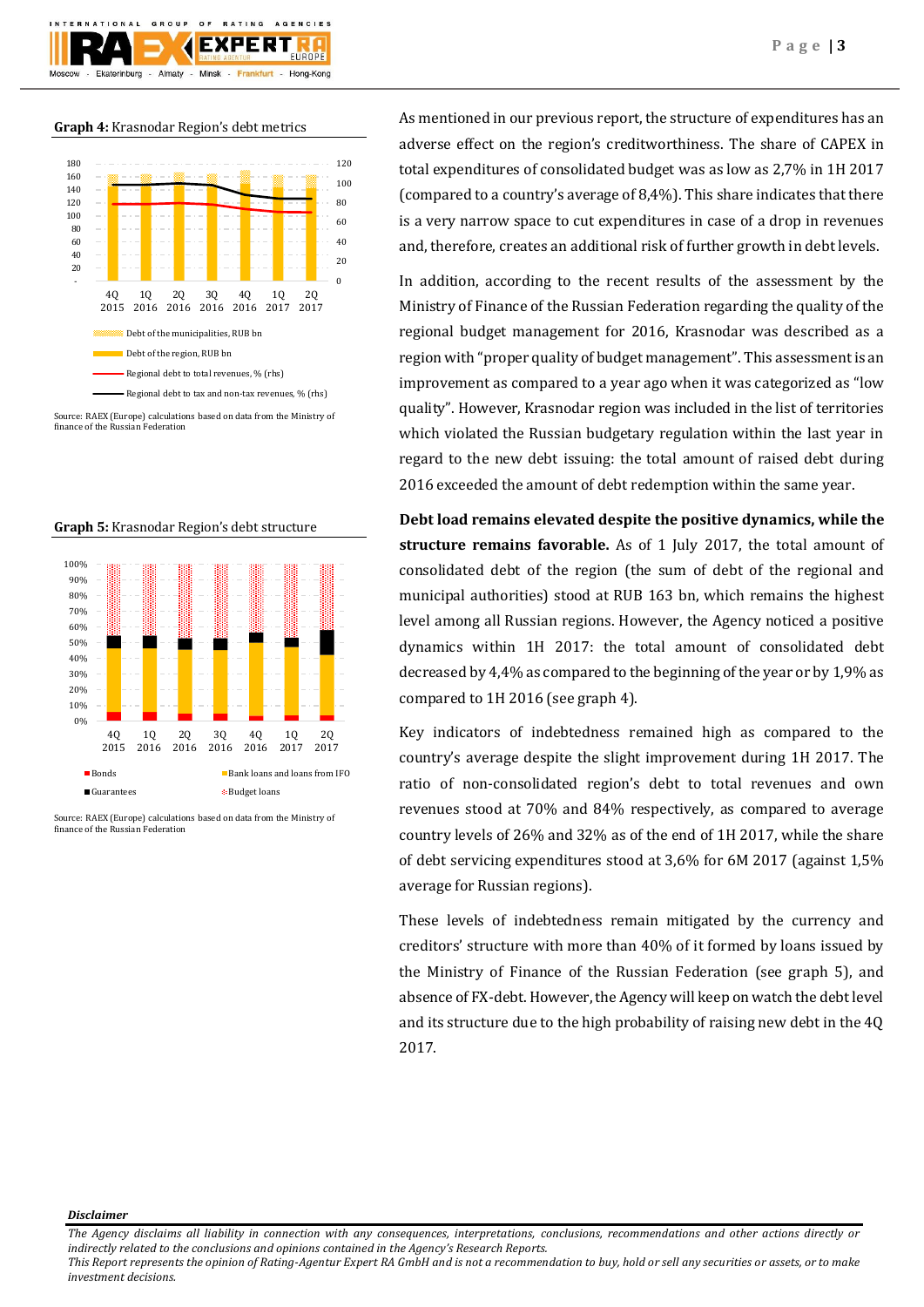**Graph 4:** Krasnodar Region's debt metrics

Source: RAEX (Europe) calculations based on data from the Ministry of finance of the Russian Federation

**Graph 5:** Krasnodar Region's debt structure

Source: RAEX (Europe) calculations based on data from the Ministry of finance of the Russian Federation

As mentioned in our previous report, the structure of expenditures has an adverse effect on the region's creditworthiness. The share of CAPEX in total expenditures of consolidated budget was as low as 2,7% in 1H 2017 (compared to a country's average of 8,4%). This share indicates that there is a very narrow space to cut expenditures in case of a drop in revenues and, therefore, creates an additional risk of further growth in debt levels.

In addition, according to the recent results of the assessment by the Ministry of Finance of the Russian Federation regarding the quality of the regional budget management for 2016, Krasnodar was described as a region with "proper quality of budget management". This assessment is an improvement as compared to a year ago when it was categorized as "low quality". However, Krasnodar region was included in the list of territories which violated the Russian budgetary regulation within the last year in regard to the new debt issuing: the total amount of raised debt during 2016 exceeded the amount of debt redemption within the same year.

**Debt load remains elevated despite the positive dynamics, while the structure remains favorable.** As of 1 July 2017, the total amount of consolidated debt of the region (the sum of debt of the regional and municipal authorities) stood at RUB 163 bn, which remains the highest level among all Russian regions. However, the Agency noticed a positive dynamics within 1H 2017: the total amount of consolidated debt decreased by 4,4% as compared to the beginning of the year or by 1,9% as compared to 1H 2016 (see graph 4).

Key indicators of indebtedness remained high as compared to the country's average despite the slight improvement during 1H 2017. The ratio of non-consolidated region's debt to total revenues and own revenues stood at 70% and 84% respectively, as compared to average country levels of 26% and 32% as of the end of 1H 2017, while the share of debt servicing expenditures stood at 3,6% for 6M 2017 (against 1,5% average for Russian regions).

These levels of indebtedness remain mitigated by the currency and creditors' structure with more than 40% of it formed by loans issued by the Ministry of Finance of the Russian Federation (see graph 5), and absence of FX-debt. However, the Agency will keep on watch the debt level and its structure due to the high probability of raising new debt in the 4Q 2017.

***Disclaimer***

*The Agency disclaims all liability in connection with any consequences, interpretations, conclusions, recommendations and other actions directly or indirectly related to the conclusions and opinions contained in the Agency's Research Reports.*
*This Report represents the opinion of Rating-Agentur Expert RA GmbH and is not a recommendation to buy, hold or sell any securities or assets, or to make investment decisions.*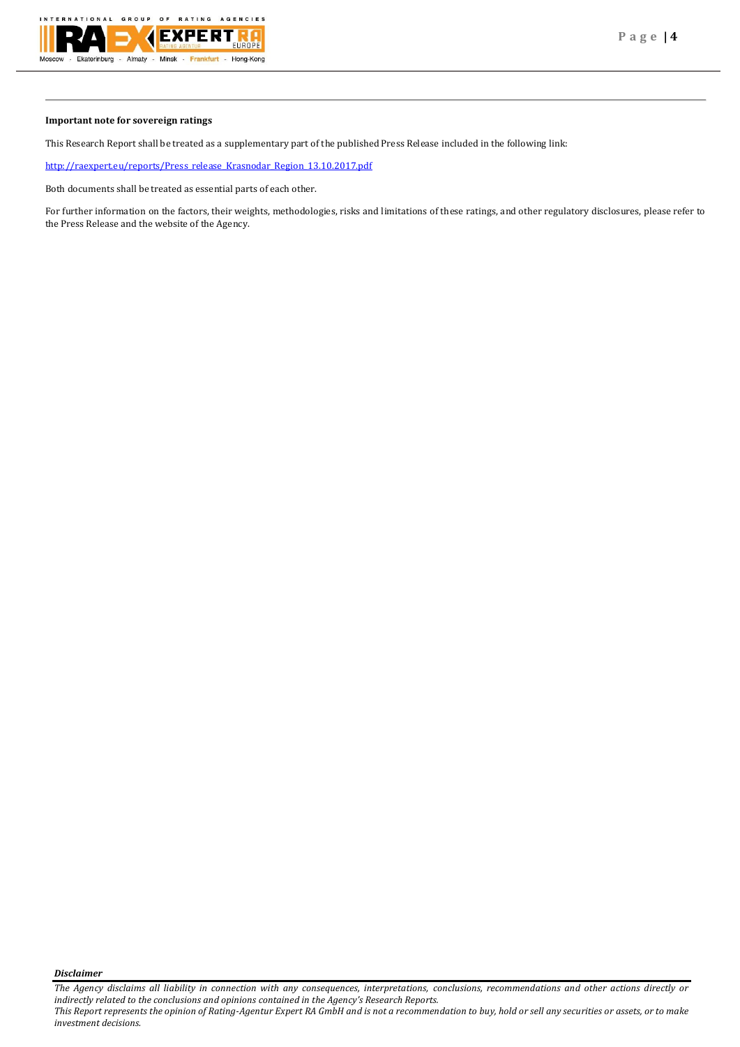**Important note for sovereign ratings**

This Research Report shall be treated as a supplementary part of the published Press Release included in the following link:

[http://raexpert.eu/reports/Press_release_Krasnodar_Region_13.10.2017.pdf](http://raexpert.eu/reports/Press_release_Krasnodar_Region_13.10.2017.pdf)

Both documents shall be treated as essential parts of each other.

For further information on the factors, their weights, methodologies, risks and limitations of these ratings, and other regulatory disclosures, please refer to the Press Release and the website of the Agency.

***Disclaimer***

*The Agency disclaims all liability in connection with any consequences, interpretations, conclusions, recommendations and other actions directly or indirectly related to the conclusions and opinions contained in the Agency's Research Reports.*

*This Report represents the opinion of Rating-Agentur Expert RA GmbH and is not a recommendation to buy, hold or sell any securities or assets, or to make investment decisions.*